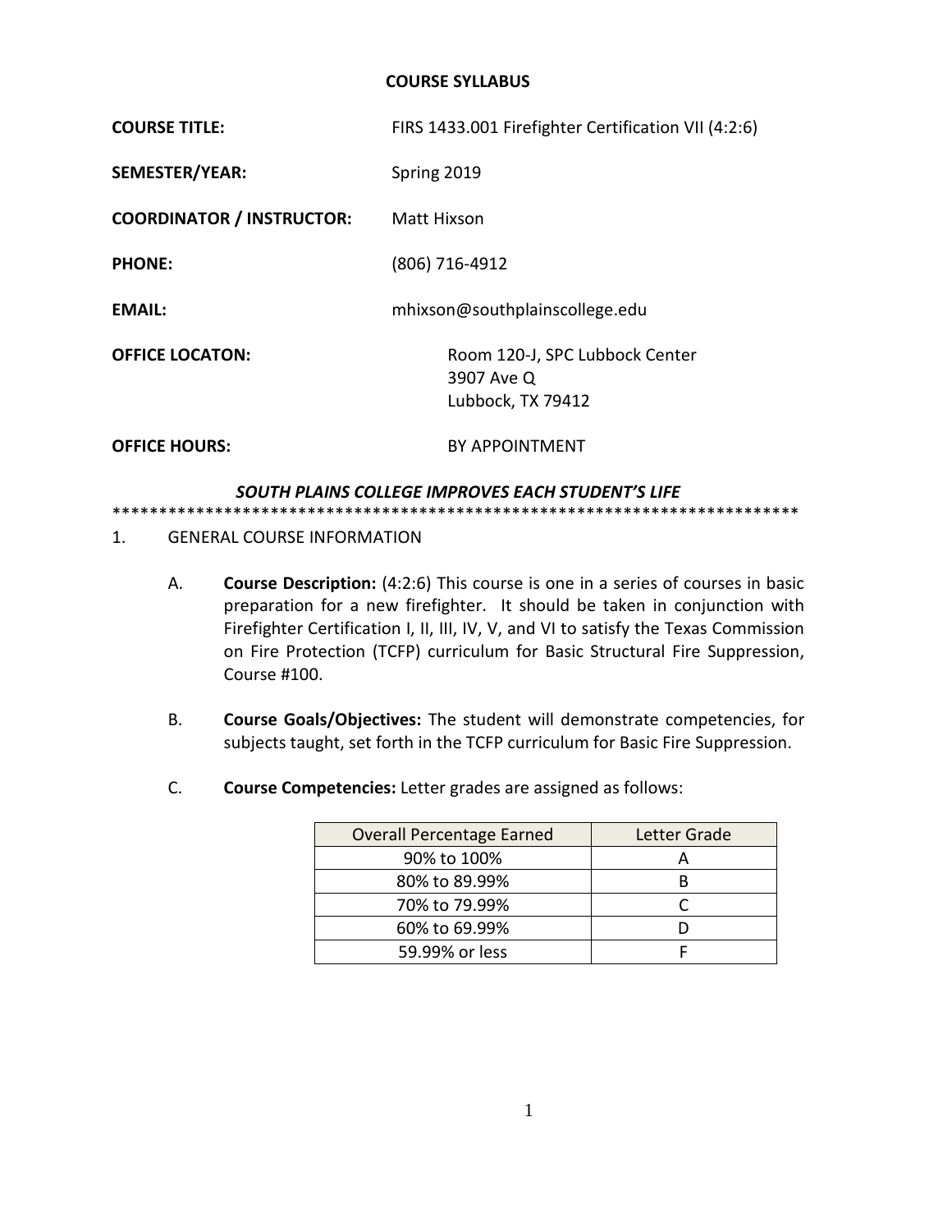# COURSE SYLLABUS

**COURSE TITLE:** FIRS 1433.001 Firefighter Certification VII (4:2:6)

**SEMESTER/YEAR:** Spring 2019

**COORDINATOR / INSTRUCTOR:** Matt Hixson

**PHONE:** (806) 716-4912

**EMAIL:** mhixson@southplainscollege.edu

**OFFICE LOCATON:** Room 120-J, SPC Lubbock Center
3907 Ave Q
Lubbock, TX 79412

**OFFICE HOURS:** BY APPOINTMENT

***SOUTH PLAINS COLLEGE IMPROVES EACH STUDENT'S LIFE***

****************************************************************************

1. GENERAL COURSE INFORMATION

   A. **Course Description:** (4:2:6) This course is one in a series of courses in basic preparation for a new firefighter. It should be taken in conjunction with Firefighter Certification I, II, III, IV, V, and VI to satisfy the Texas Commission on Fire Protection (TCFP) curriculum for Basic Structural Fire Suppression, Course #100.

   B. **Course Goals/Objectives:** The student will demonstrate competencies, for subjects taught, set forth in the TCFP curriculum for Basic Fire Suppression.

   C. **Course Competencies:** Letter grades are assigned as follows:

| Overall Percentage Earned | Letter Grade |
| --- | --- |
| 90% to 100% | A |
| 80% to 89.99% | B |
| 70% to 79.99% | C |
| 60% to 69.99% | D |
| 59.99% or less | F |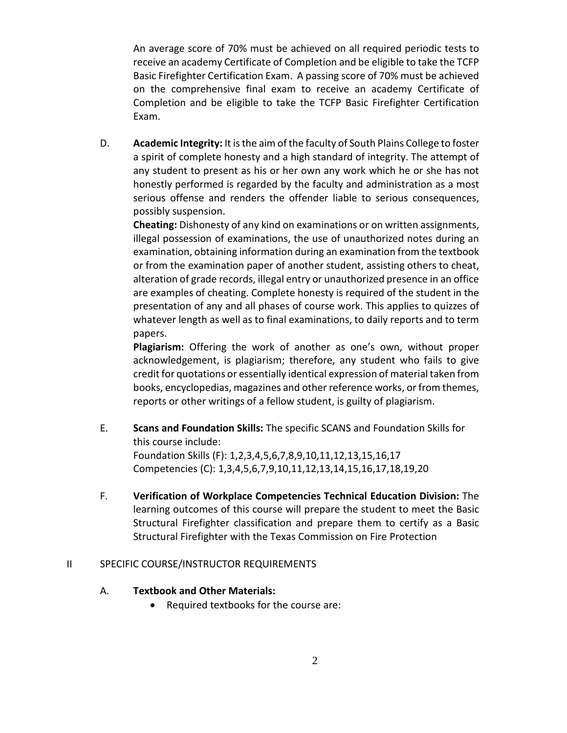An average score of 70% must be achieved on all required periodic tests to receive an academy Certificate of Completion and be eligible to take the TCFP Basic Firefighter Certification Exam. A passing score of 70% must be achieved on the comprehensive final exam to receive an academy Certificate of Completion and be eligible to take the TCFP Basic Firefighter Certification Exam.

D. **Academic Integrity:** It is the aim of the faculty of South Plains College to foster a spirit of complete honesty and a high standard of integrity. The attempt of any student to present as his or her own any work which he or she has not honestly performed is regarded by the faculty and administration as a most serious offense and renders the offender liable to serious consequences, possibly suspension.

**Cheating:** Dishonesty of any kind on examinations or on written assignments, illegal possession of examinations, the use of unauthorized notes during an examination, obtaining information during an examination from the textbook or from the examination paper of another student, assisting others to cheat, alteration of grade records, illegal entry or unauthorized presence in an office are examples of cheating. Complete honesty is required of the student in the presentation of any and all phases of course work. This applies to quizzes of whatever length as well as to final examinations, to daily reports and to term papers.

**Plagiarism:** Offering the work of another as one's own, without proper acknowledgement, is plagiarism; therefore, any student who fails to give credit for quotations or essentially identical expression of material taken from books, encyclopedias, magazines and other reference works, or from themes, reports or other writings of a fellow student, is guilty of plagiarism.

E. **Scans and Foundation Skills:** The specific SCANS and Foundation Skills for this course include:
Foundation Skills (F): 1,2,3,4,5,6,7,8,9,10,11,12,13,15,16,17
Competencies (C): 1,3,4,5,6,7,9,10,11,12,13,14,15,16,17,18,19,20

F. **Verification of Workplace Competencies Technical Education Division:** The learning outcomes of this course will prepare the student to meet the Basic Structural Firefighter classification and prepare them to certify as a Basic Structural Firefighter with the Texas Commission on Fire Protection

## II SPECIFIC COURSE/INSTRUCTOR REQUIREMENTS

A. **Textbook and Other Materials:**

- Required textbooks for the course are: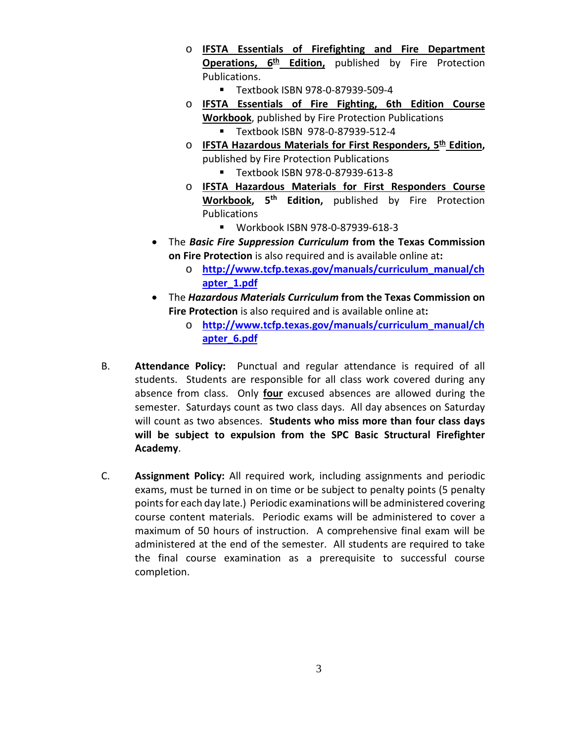- **IFSTA Essentials of Firefighting and Fire Department Operations, 6th Edition,** published by Fire Protection Publications.
  - Textbook ISBN 978-0-87939-509-4
- **IFSTA Essentials of Fire Fighting, 6th Edition Course Workbook**, published by Fire Protection Publications
  - Textbook ISBN 978-0-87939-512-4
- **IFSTA Hazardous Materials for First Responders, 5th Edition,** published by Fire Protection Publications
  - Textbook ISBN 978-0-87939-613-8
- **IFSTA Hazardous Materials for First Responders Course Workbook, 5th Edition,** published by Fire Protection Publications
  - Workbook ISBN 978-0-87939-618-3

- The ***Basic Fire Suppression Curriculum*** **from the Texas Commission on Fire Protection** is also required and is available online at**:**
  - **http://www.tcfp.texas.gov/manuals/curriculum_manual/chapter_1.pdf**
- The ***Hazardous Materials Curriculum*** **from the Texas Commission on Fire Protection** is also required and is available online at**:**
  - **http://www.tcfp.texas.gov/manuals/curriculum_manual/chapter_6.pdf**

B. **Attendance Policy:** Punctual and regular attendance is required of all students. Students are responsible for all class work covered during any absence from class. Only **four** excused absences are allowed during the semester. Saturdays count as two class days. All day absences on Saturday will count as two absences. **Students who miss more than four class days will be subject to expulsion from the SPC Basic Structural Firefighter Academy**.

C. **Assignment Policy:** All required work, including assignments and periodic exams, must be turned in on time or be subject to penalty points (5 penalty points for each day late.) Periodic examinations will be administered covering course content materials. Periodic exams will be administered to cover a maximum of 50 hours of instruction. A comprehensive final exam will be administered at the end of the semester. All students are required to take the final course examination as a prerequisite to successful course completion.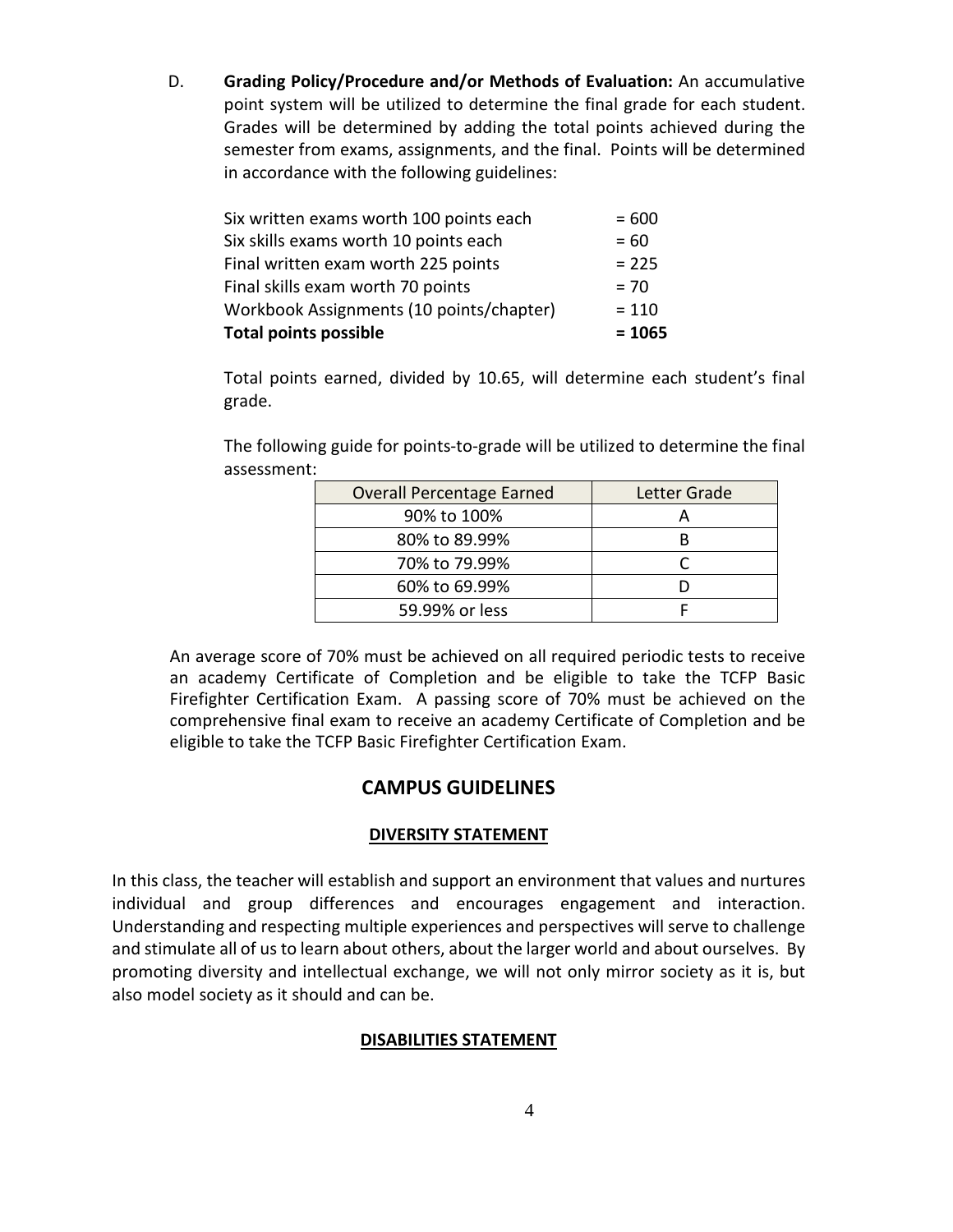D. **Grading Policy/Procedure and/or Methods of Evaluation:** An accumulative point system will be utilized to determine the final grade for each student. Grades will be determined by adding the total points achieved during the semester from exams, assignments, and the final. Points will be determined in accordance with the following guidelines:

| | |
|---|---|
| Six written exams worth 100 points each | = 600 |
| Six skills exams worth 10 points each | = 60 |
| Final written exam worth 225 points | = 225 |
| Final skills exam worth 70 points | = 70 |
| Workbook Assignments (10 points/chapter) | = 110 |
| **Total points possible** | **= 1065** |

Total points earned, divided by 10.65, will determine each student's final grade.

The following guide for points-to-grade will be utilized to determine the final assessment:

| Overall Percentage Earned | Letter Grade |
|---|---|
| 90% to 100% | A |
| 80% to 89.99% | B |
| 70% to 79.99% | C |
| 60% to 69.99% | D |
| 59.99% or less | F |

An average score of 70% must be achieved on all required periodic tests to receive an academy Certificate of Completion and be eligible to take the TCFP Basic Firefighter Certification Exam. A passing score of 70% must be achieved on the comprehensive final exam to receive an academy Certificate of Completion and be eligible to take the TCFP Basic Firefighter Certification Exam.

## CAMPUS GUIDELINES

### DIVERSITY STATEMENT

In this class, the teacher will establish and support an environment that values and nurtures individual and group differences and encourages engagement and interaction. Understanding and respecting multiple experiences and perspectives will serve to challenge and stimulate all of us to learn about others, about the larger world and about ourselves. By promoting diversity and intellectual exchange, we will not only mirror society as it is, but also model society as it should and can be.

### DISABILITIES STATEMENT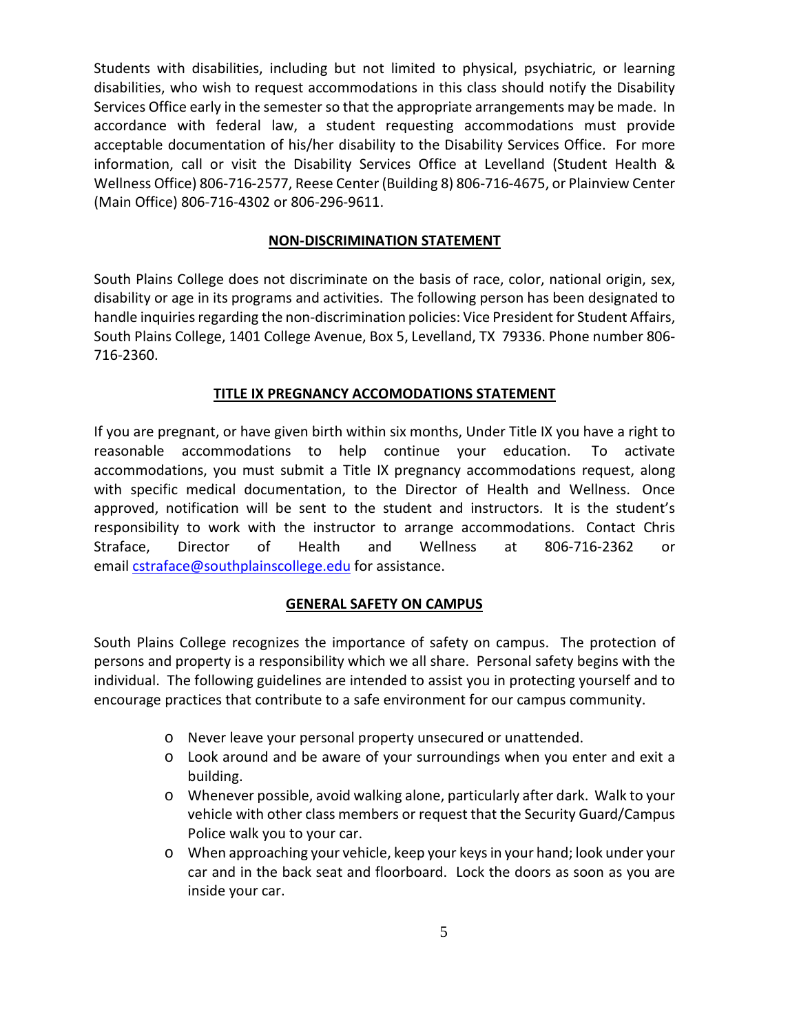Students with disabilities, including but not limited to physical, psychiatric, or learning disabilities, who wish to request accommodations in this class should notify the Disability Services Office early in the semester so that the appropriate arrangements may be made. In accordance with federal law, a student requesting accommodations must provide acceptable documentation of his/her disability to the Disability Services Office. For more information, call or visit the Disability Services Office at Levelland (Student Health & Wellness Office) 806-716-2577, Reese Center (Building 8) 806-716-4675, or Plainview Center (Main Office) 806-716-4302 or 806-296-9611.

## NON-DISCRIMINATION STATEMENT

South Plains College does not discriminate on the basis of race, color, national origin, sex, disability or age in its programs and activities. The following person has been designated to handle inquiries regarding the non-discrimination policies: Vice President for Student Affairs, South Plains College, 1401 College Avenue, Box 5, Levelland, TX 79336. Phone number 806-716-2360.

## TITLE IX PREGNANCY ACCOMODATIONS STATEMENT

If you are pregnant, or have given birth within six months, Under Title IX you have a right to reasonable accommodations to help continue your education. To activate accommodations, you must submit a Title IX pregnancy accommodations request, along with specific medical documentation, to the Director of Health and Wellness. Once approved, notification will be sent to the student and instructors. It is the student's responsibility to work with the instructor to arrange accommodations. Contact Chris Straface, Director of Health and Wellness at 806-716-2362 or email cstraface@southplainscollege.edu for assistance.

## GENERAL SAFETY ON CAMPUS

South Plains College recognizes the importance of safety on campus. The protection of persons and property is a responsibility which we all share. Personal safety begins with the individual. The following guidelines are intended to assist you in protecting yourself and to encourage practices that contribute to a safe environment for our campus community.

- Never leave your personal property unsecured or unattended.
- Look around and be aware of your surroundings when you enter and exit a building.
- Whenever possible, avoid walking alone, particularly after dark. Walk to your vehicle with other class members or request that the Security Guard/Campus Police walk you to your car.
- When approaching your vehicle, keep your keys in your hand; look under your car and in the back seat and floorboard. Lock the doors as soon as you are inside your car.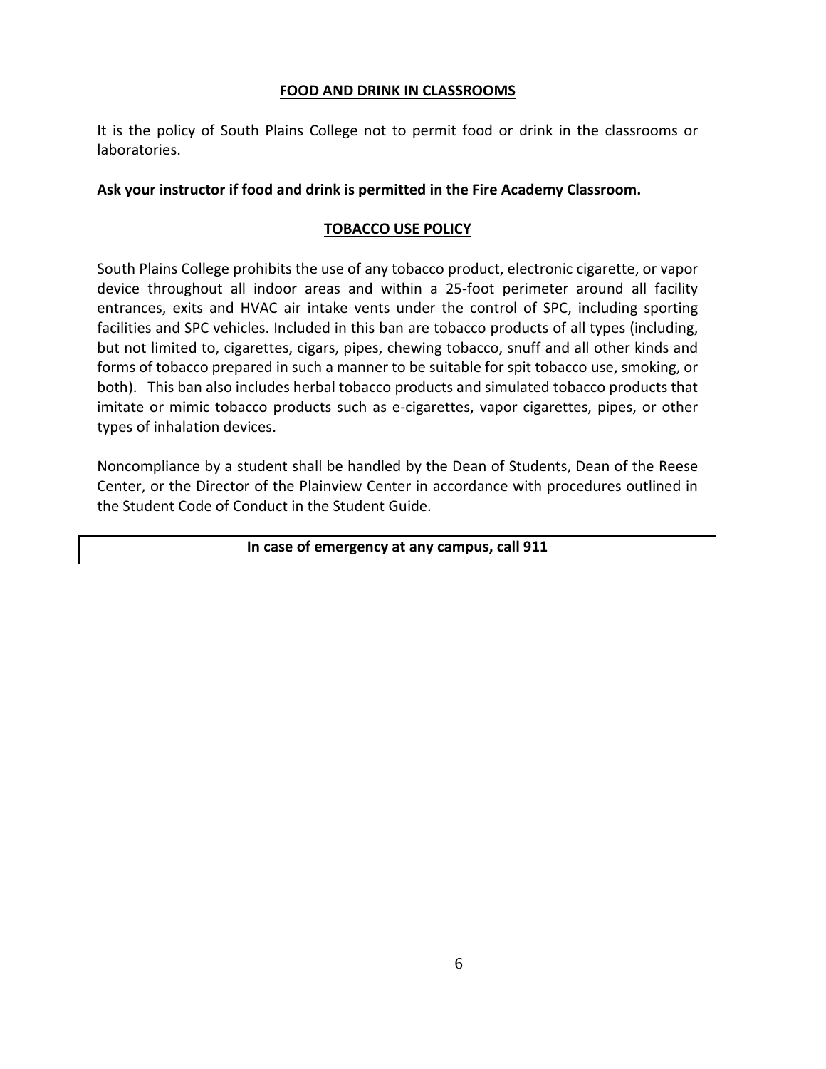## FOOD AND DRINK IN CLASSROOMS

It is the policy of South Plains College not to permit food or drink in the classrooms or laboratories.

**Ask your instructor if food and drink is permitted in the Fire Academy Classroom.**

## TOBACCO USE POLICY

South Plains College prohibits the use of any tobacco product, electronic cigarette, or vapor device throughout all indoor areas and within a 25-foot perimeter around all facility entrances, exits and HVAC air intake vents under the control of SPC, including sporting facilities and SPC vehicles. Included in this ban are tobacco products of all types (including, but not limited to, cigarettes, cigars, pipes, chewing tobacco, snuff and all other kinds and forms of tobacco prepared in such a manner to be suitable for spit tobacco use, smoking, or both). This ban also includes herbal tobacco products and simulated tobacco products that imitate or mimic tobacco products such as e-cigarettes, vapor cigarettes, pipes, or other types of inhalation devices.

Noncompliance by a student shall be handled by the Dean of Students, Dean of the Reese Center, or the Director of the Plainview Center in accordance with procedures outlined in the Student Code of Conduct in the Student Guide.

**In case of emergency at any campus, call 911**